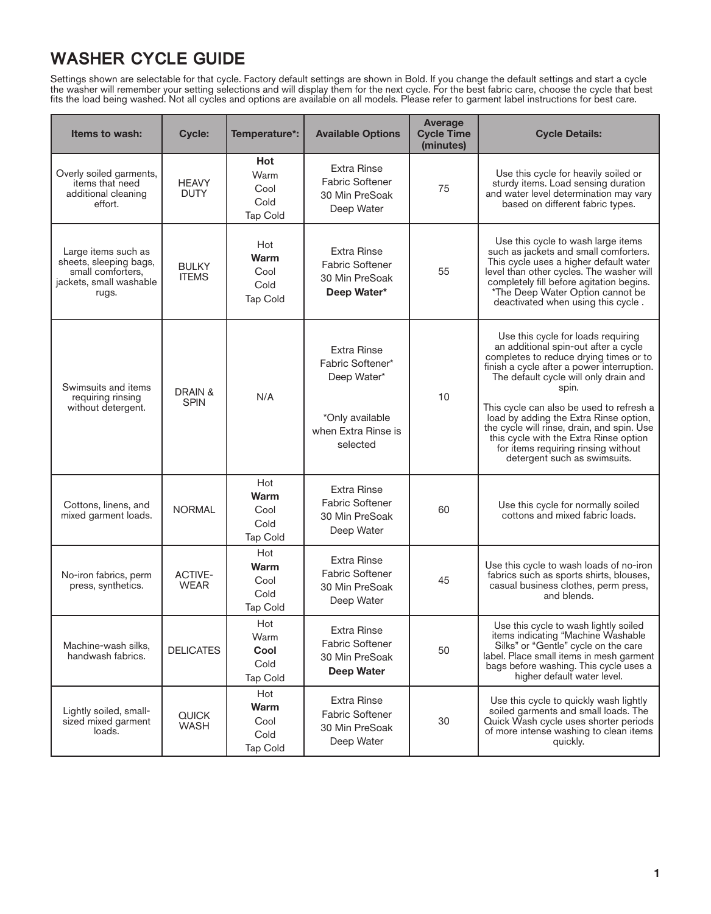# WASHER CYCLE GUIDE

Settings shown are selectable for that cycle. Factory default settings are shown in Bold. If you change the default settings and start a cycle the washer will remember your setting selections and will display them for the next cycle. For the best fabric care, choose the cycle that best fits the load being washed. Not all cycles and options are available on all models. Please refer to garment label instructions for best care.

| Items to wash: | Cycle: | Temperature*: | Available Options | Average Cycle Time (minutes) | Cycle Details: |
|---|---|---|---|---|---|
| Overly soiled garments, items that need additional cleaning effort. | HEAVY DUTY | **Hot**<br>Warm<br>Cool<br>Cold<br>Tap Cold | Extra Rinse<br>Fabric Softener<br>30 Min PreSoak<br>Deep Water | 75 | Use this cycle for heavily soiled or sturdy items. Load sensing duration and water level determination may vary based on different fabric types. |
| Large items such as sheets, sleeping bags, small comforters, jackets, small washable rugs. | BULKY ITEMS | Hot<br>**Warm**<br>Cool<br>Cold<br>Tap Cold | Extra Rinse<br>Fabric Softener<br>30 Min PreSoak<br>**Deep Water*** | 55 | Use this cycle to wash large items such as jackets and small comforters. This cycle uses a higher default water level than other cycles. The washer will completely fill before agitation begins. *The Deep Water Option cannot be deactivated when using this cycle . |
| Swimsuits and items requiring rinsing without detergent. | DRAIN & SPIN | N/A | Extra Rinse<br>Fabric Softener*<br>Deep Water*<br><br>*Only available when Extra Rinse is selected | 10 | Use this cycle for loads requiring an additional spin-out after a cycle completes to reduce drying times or to finish a cycle after a power interruption. The default cycle will only drain and spin.<br><br>This cycle can also be used to refresh a load by adding the Extra Rinse option, the cycle will rinse, drain, and spin. Use this cycle with the Extra Rinse option for items requiring rinsing without detergent such as swimsuits. |
| Cottons, linens, and mixed garment loads. | NORMAL | Hot<br>**Warm**<br>Cool<br>Cold<br>Tap Cold | Extra Rinse<br>Fabric Softener<br>30 Min PreSoak<br>Deep Water | 60 | Use this cycle for normally soiled cottons and mixed fabric loads. |
| No-iron fabrics, perm press, synthetics. | ACTIVE-WEAR | Hot<br>**Warm**<br>Cool<br>Cold<br>Tap Cold | Extra Rinse<br>Fabric Softener<br>30 Min PreSoak<br>Deep Water | 45 | Use this cycle to wash loads of no-iron fabrics such as sports shirts, blouses, casual business clothes, perm press, and blends. |
| Machine-wash silks, handwash fabrics. | DELICATES | Hot<br>Warm<br>**Cool**<br>Cold<br>Tap Cold | Extra Rinse<br>Fabric Softener<br>30 Min PreSoak<br>**Deep Water** | 50 | Use this cycle to wash lightly soiled items indicating "Machine Washable Silks" or "Gentle" cycle on the care label. Place small items in mesh garment bags before washing. This cycle uses a higher default water level. |
| Lightly soiled, small-sized mixed garment loads. | QUICK WASH | Hot<br>**Warm**<br>Cool<br>Cold<br>Tap Cold | Extra Rinse<br>Fabric Softener<br>30 Min PreSoak<br>Deep Water | 30 | Use this cycle to quickly wash lightly soiled garments and small loads. The Quick Wash cycle uses shorter periods of more intense washing to clean items quickly. |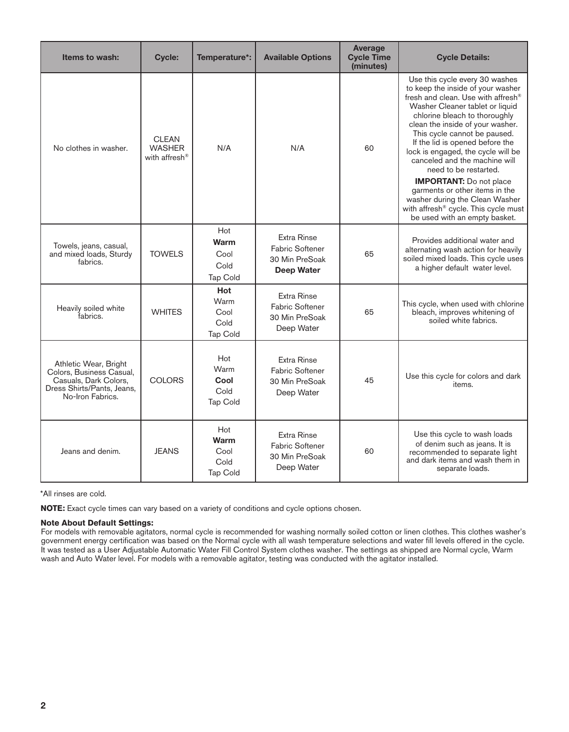| Items to wash: | Cycle: | Temperature*: | Available Options | Average Cycle Time (minutes) | Cycle Details: |
|---|---|---|---|---|---|
| No clothes in washer. | CLEAN WASHER with affresh® | N/A | N/A | 60 | Use this cycle every 30 washes to keep the inside of your washer fresh and clean. Use with affresh® Washer Cleaner tablet or liquid chlorine bleach to thoroughly clean the inside of your washer. This cycle cannot be paused. If the lid is opened before the lock is engaged, the cycle will be canceled and the machine will need to be restarted. **IMPORTANT:** Do not place garments or other items in the washer during the Clean Washer with affresh® cycle. This cycle must be used with an empty basket. |
| Towels, jeans, casual, and mixed loads, Sturdy fabrics. | TOWELS | Hot<br>**Warm**<br>Cool<br>Cold<br>Tap Cold | Extra Rinse<br>Fabric Softener<br>30 Min PreSoak<br>**Deep Water** | 65 | Provides additional water and alternating wash action for heavily soiled mixed loads. This cycle uses a higher default water level. |
| Heavily soiled white fabrics. | WHITES | **Hot**<br>Warm<br>Cool<br>Cold<br>Tap Cold | Extra Rinse<br>Fabric Softener<br>30 Min PreSoak<br>Deep Water | 65 | This cycle, when used with chlorine bleach, improves whitening of soiled white fabrics. |
| Athletic Wear, Bright Colors, Business Casual, Casuals, Dark Colors, Dress Shirts/Pants, Jeans, No-Iron Fabrics. | COLORS | Hot<br>Warm<br>**Cool**<br>Cold<br>Tap Cold | Extra Rinse<br>Fabric Softener<br>30 Min PreSoak<br>Deep Water | 45 | Use this cycle for colors and dark items. |
| Jeans and denim. | JEANS | Hot<br>**Warm**<br>Cool<br>Cold<br>Tap Cold | Extra Rinse<br>Fabric Softener<br>30 Min PreSoak<br>Deep Water | 60 | Use this cycle to wash loads of denim such as jeans. It is recommended to separate light and dark items and wash them in separate loads. |

*All rinses are cold.

**NOTE:** Exact cycle times can vary based on a variety of conditions and cycle options chosen.

**Note About Default Settings:**
For models with removable agitators, normal cycle is recommended for washing normally soiled cotton or linen clothes. This clothes washer's government energy certification was based on the Normal cycle with all wash temperature selections and water fill levels offered in the cycle. It was tested as a User Adjustable Automatic Water Fill Control System clothes washer. The settings as shipped are Normal cycle, Warm wash and Auto Water level. For models with a removable agitator, testing was conducted with the agitator installed.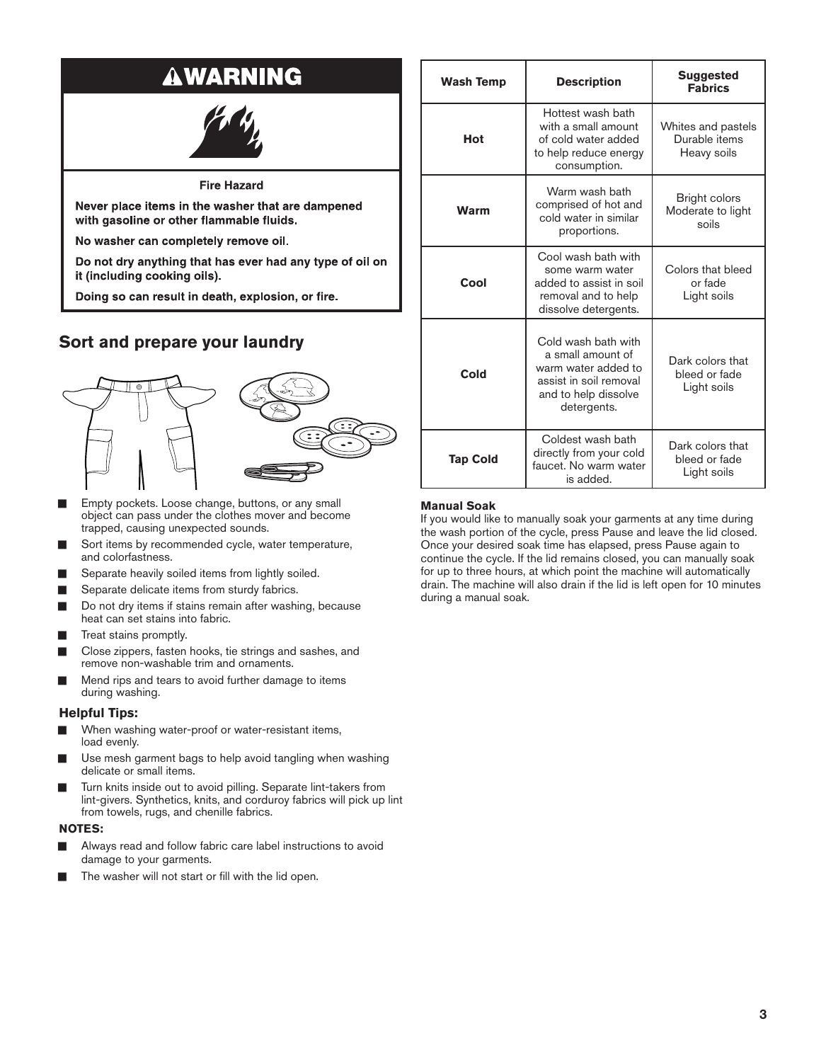## ⚠WARNING

**Fire Hazard**

**Never place items in the washer that are dampened with gasoline or other flammable fluids.**

**No washer can completely remove oil.**

**Do not dry anything that has ever had any type of oil on it (including cooking oils).**

**Doing so can result in death, explosion, or fire.**

## Sort and prepare your laundry

- Empty pockets. Loose change, buttons, or any small object can pass under the clothes mover and become trapped, causing unexpected sounds.
- Sort items by recommended cycle, water temperature, and colorfastness.
- Separate heavily soiled items from lightly soiled.
- Separate delicate items from sturdy fabrics.
- Do not dry items if stains remain after washing, because heat can set stains into fabric.
- Treat stains promptly.
- Close zippers, fasten hooks, tie strings and sashes, and remove non-washable trim and ornaments.
- Mend rips and tears to avoid further damage to items during washing.

### Helpful Tips:

- When washing water-proof or water-resistant items, load evenly.
- Use mesh garment bags to help avoid tangling when washing delicate or small items.
- Turn knits inside out to avoid pilling. Separate lint-takers from lint-givers. Synthetics, knits, and corduroy fabrics will pick up lint from towels, rugs, and chenille fabrics.

**NOTES:**

- Always read and follow fabric care label instructions to avoid damage to your garments.
- The washer will not start or fill with the lid open.

| Wash Temp | Description | Suggested Fabrics |
|---|---|---|
| **Hot** | Hottest wash bath with a small amount of cold water added to help reduce energy consumption. | Whites and pastels<br>Durable items<br>Heavy soils |
| **Warm** | Warm wash bath comprised of hot and cold water in similar proportions. | Bright colors<br>Moderate to light soils |
| **Cool** | Cool wash bath with some warm water added to assist in soil removal and to help dissolve detergents. | Colors that bleed or fade<br>Light soils |
| **Cold** | Cold wash bath with a small amount of warm water added to assist in soil removal and to help dissolve detergents. | Dark colors that bleed or fade<br>Light soils |
| **Tap Cold** | Coldest wash bath directly from your cold faucet. No warm water is added. | Dark colors that bleed or fade<br>Light soils |

**Manual Soak**

If you would like to manually soak your garments at any time during the wash portion of the cycle, press Pause and leave the lid closed. Once your desired soak time has elapsed, press Pause again to continue the cycle. If the lid remains closed, you can manually soak for up to three hours, at which point the machine will automatically drain. The machine will also drain if the lid is left open for 10 minutes during a manual soak.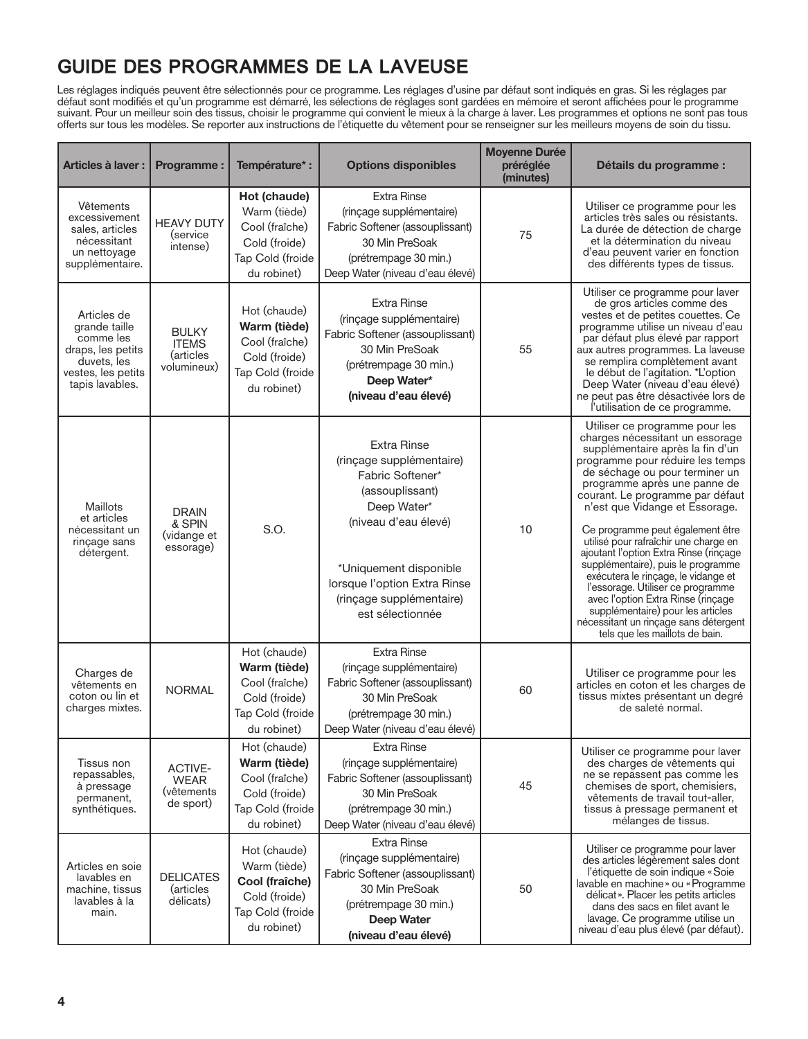# GUIDE DES PROGRAMMES DE LA LAVEUSE

Les réglages indiqués peuvent être sélectionnés pour ce programme. Les réglages d'usine par défaut sont indiqués en gras. Si les réglages par défaut sont modifiés et qu'un programme est démarré, les sélections de réglages sont gardées en mémoire et seront affichées pour le programme suivant. Pour un meilleur soin des tissus, choisir le programme qui convient le mieux à la charge à laver. Les programmes et options ne sont pas tous offerts sur tous les modèles. Se reporter aux instructions de l'étiquette du vêtement pour se renseigner sur les meilleurs moyens de soin du tissu.

| Articles à laver : | Programme : | Température* : | Options disponibles | Moyenne Durée préréglée (minutes) | Détails du programme : |
|---|---|---|---|---|---|
| Vêtements excessivement sales, articles nécessitant un nettoyage supplémentaire. | HEAVY DUTY (service intense) | **Hot (chaude)**<br>Warm (tiède)<br>Cool (fraîche)<br>Cold (froide)<br>Tap Cold (froide du robinet) | Extra Rinse (rinçage supplémentaire)<br>Fabric Softener (assouplissant)<br>30 Min PreSoak (prétrempage 30 min.)<br>Deep Water (niveau d'eau élevé) | 75 | Utiliser ce programme pour les articles très sales ou résistants. La durée de détection de charge et la détermination du niveau d'eau peuvent varier en fonction des différents types de tissus. |
| Articles de grande taille comme les draps, les petits duvets, les vestes, les petits tapis lavables. | BULKY ITEMS (articles volumineux) | Hot (chaude)<br>**Warm (tiède)**<br>Cool (fraîche)<br>Cold (froide)<br>Tap Cold (froide du robinet) | Extra Rinse (rinçage supplémentaire)<br>Fabric Softener (assouplissant)<br>30 Min PreSoak (prétrempage 30 min.)<br>**Deep Water* (niveau d'eau élevé)** | 55 | Utiliser ce programme pour laver de gros articles comme des vestes et de petites couettes. Ce programme utilise un niveau d'eau par défaut plus élevé par rapport aux autres programmes. La laveuse se remplira complètement avant le début de l'agitation. *L'option Deep Water (niveau d'eau élevé) ne peut pas être désactivée lors de l'utilisation de ce programme. |
| Maillots et articles nécessitant un rinçage sans détergent. | DRAIN & SPIN (vidange et essorage) | S.O. | Extra Rinse (rinçage supplémentaire)<br>Fabric Softener* (assouplissant)<br>Deep Water* (niveau d'eau élevé)<br><br>*Uniquement disponible lorsque l'option Extra Rinse (rinçage supplémentaire) est sélectionnée | 10 | Utiliser ce programme pour les charges nécessitant un essorage supplémentaire après la fin d'un programme pour réduire les temps de séchage ou pour terminer un programme après une panne de courant. Le programme par défaut n'est que Vidange et Essorage.<br><br>Ce programme peut également être utilisé pour rafraîchir une charge en ajoutant l'option Extra Rinse (rinçage supplémentaire), puis le programme exécutera le rinçage, le vidange et l'essorage. Utiliser ce programme avec l'option Extra Rinse (rinçage supplémentaire) pour les articles nécessitant un rinçage sans détergent tels que les maillots de bain. |
| Charges de vêtements en coton ou lin et charges mixtes. | NORMAL | Hot (chaude)<br>**Warm (tiède)**<br>Cool (fraîche)<br>Cold (froide)<br>Tap Cold (froide du robinet) | Extra Rinse (rinçage supplémentaire)<br>Fabric Softener (assouplissant)<br>30 Min PreSoak (prétrempage 30 min.)<br>Deep Water (niveau d'eau élevé) | 60 | Utiliser ce programme pour les articles en coton et les charges de tissus mixtes présentant un degré de saleté normal. |
| Tissus non repassables, à pressage permanent, synthétiques. | ACTIVE-WEAR (vêtements de sport) | Hot (chaude)<br>**Warm (tiède)**<br>Cool (fraîche)<br>Cold (froide)<br>Tap Cold (froide du robinet) | Extra Rinse (rinçage supplémentaire)<br>Fabric Softener (assouplissant)<br>30 Min PreSoak (prétrempage 30 min.)<br>Deep Water (niveau d'eau élevé) | 45 | Utiliser ce programme pour laver des charges de vêtements qui ne se repassent pas comme les chemises de sport, chemisiers, vêtements de travail tout-aller, tissus à pressage permanent et mélanges de tissus. |
| Articles en soie lavables en machine, tissus lavables à la main. | DELICATES (articles délicats) | Hot (chaude)<br>Warm (tiède)<br>**Cool (fraîche)**<br>Cold (froide)<br>Tap Cold (froide du robinet) | Extra Rinse (rinçage supplémentaire)<br>Fabric Softener (assouplissant)<br>30 Min PreSoak (prétrempage 30 min.)<br>**Deep Water (niveau d'eau élevé)** | 50 | Utiliser ce programme pour laver des articles légèrement sales dont l'étiquette de soin indique « Soie lavable en machine » ou « Programme délicat ». Placer les petits articles dans des sacs en filet avant le lavage. Ce programme utilise un niveau d'eau plus élevé (par défaut). |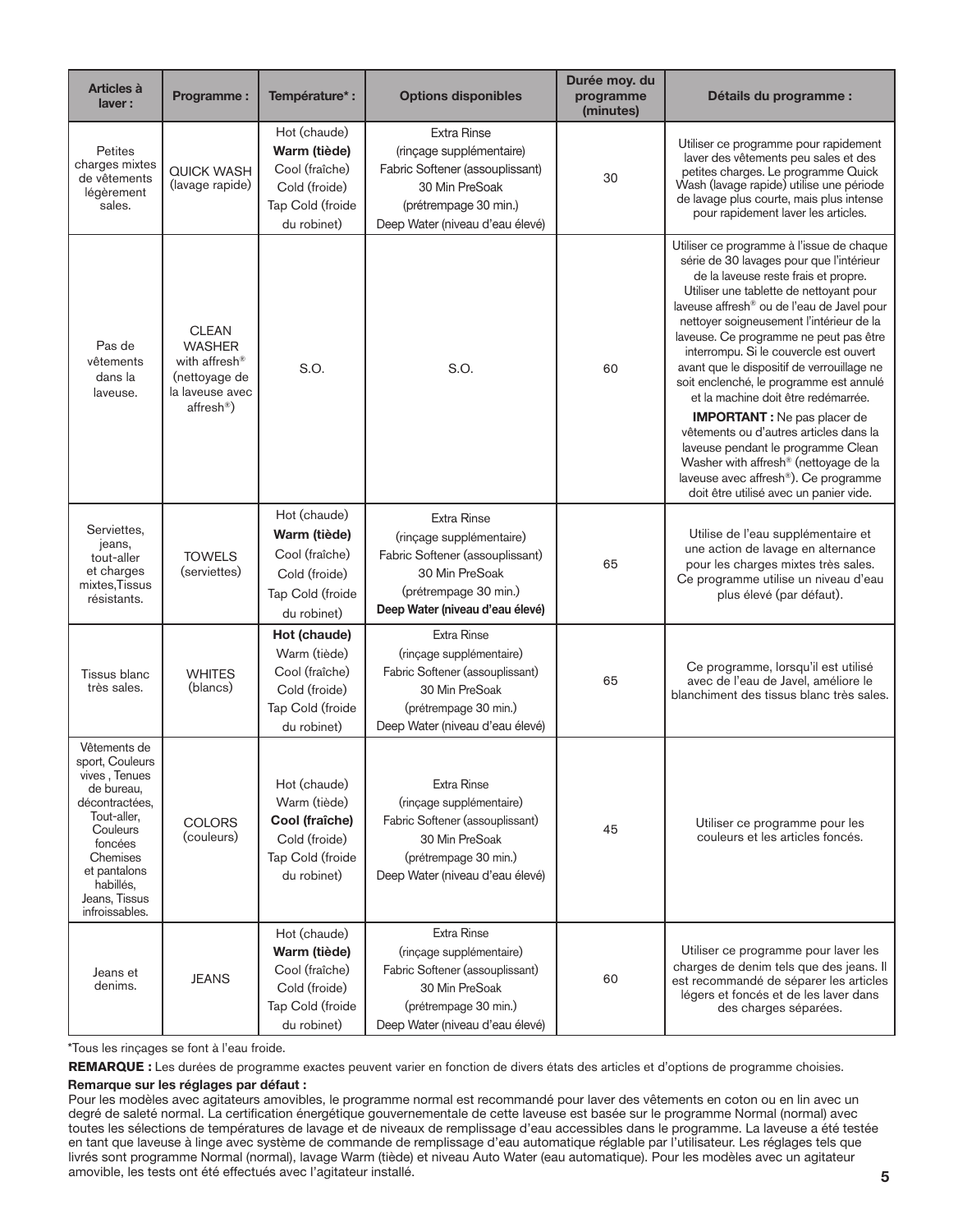| Articles à laver : | Programme : | Température* : | Options disponibles | Durée moy. du programme (minutes) | Détails du programme : |
|---|---|---|---|---|---|
| Petites charges mixtes de vêtements légèrement sales. | QUICK WASH (lavage rapide) | Hot (chaude)<br>**Warm (tiède)**<br>Cool (fraîche)<br>Cold (froide)<br>Tap Cold (froide du robinet) | Extra Rinse (rinçage supplémentaire)<br>Fabric Softener (assouplissant)<br>30 Min PreSoak (prétrempage 30 min.)<br>Deep Water (niveau d'eau élevé) | 30 | Utiliser ce programme pour rapidement laver des vêtements peu sales et des petites charges. Le programme Quick Wash (lavage rapide) utilise une période de lavage plus courte, mais plus intense pour rapidement laver les articles. |
| Pas de vêtements dans la laveuse. | CLEAN WASHER with affresh® (nettoyage de la laveuse avec affresh®) | S.O. | S.O. | 60 | Utiliser ce programme à l'issue de chaque série de 30 lavages pour que l'intérieur de la laveuse reste frais et propre. Utiliser une tablette de nettoyant pour laveuse affresh® ou de l'eau de Javel pour nettoyer soigneusement l'intérieur de la laveuse. Ce programme ne peut pas être interrompu. Si le couvercle est ouvert avant que le dispositif de verrouillage ne soit enclenché, le programme est annulé et la machine doit être redémarrée.<br>**IMPORTANT :** Ne pas placer de vêtements ou d'autres articles dans la laveuse pendant le programme Clean Washer with affresh® (nettoyage de la laveuse avec affresh®). Ce programme doit être utilisé avec un panier vide. |
| Serviettes, jeans, tout-aller et charges mixtes,Tissus résistants. | TOWELS (serviettes) | Hot (chaude)<br>**Warm (tiède)**<br>Cool (fraîche)<br>Cold (froide)<br>Tap Cold (froide du robinet) | Extra Rinse (rinçage supplémentaire)<br>Fabric Softener (assouplissant)<br>30 Min PreSoak (prétrempage 30 min.)<br>**Deep Water (niveau d'eau élevé)** | 65 | Utilise de l'eau supplémentaire et une action de lavage en alternance pour les charges mixtes très sales. Ce programme utilise un niveau d'eau plus élevé (par défaut). |
| Tissus blanc très sales. | WHITES (blancs) | **Hot (chaude)**<br>Warm (tiède)<br>Cool (fraîche)<br>Cold (froide)<br>Tap Cold (froide du robinet) | Extra Rinse (rinçage supplémentaire)<br>Fabric Softener (assouplissant)<br>30 Min PreSoak (prétrempage 30 min.)<br>Deep Water (niveau d'eau élevé) | 65 | Ce programme, lorsqu'il est utilisé avec de l'eau de Javel, améliore le blanchiment des tissus blanc très sales. |
| Vêtements de sport, Couleurs vives , Tenues de bureau, décontractées, Tout-aller, Couleurs foncées Chemises et pantalons habillés, Jeans, Tissus infroissables. | COLORS (couleurs) | Hot (chaude)<br>Warm (tiède)<br>**Cool (fraîche)**<br>Cold (froide)<br>Tap Cold (froide du robinet) | Extra Rinse (rinçage supplémentaire)<br>Fabric Softener (assouplissant)<br>30 Min PreSoak (prétrempage 30 min.)<br>Deep Water (niveau d'eau élevé) | 45 | Utiliser ce programme pour les couleurs et les articles foncés. |
| Jeans et denims. | JEANS | Hot (chaude)<br>**Warm (tiède)**<br>Cool (fraîche)<br>Cold (froide)<br>Tap Cold (froide du robinet) | Extra Rinse (rinçage supplémentaire)<br>Fabric Softener (assouplissant)<br>30 Min PreSoak (prétrempage 30 min.)<br>Deep Water (niveau d'eau élevé) | 60 | Utiliser ce programme pour laver les charges de denim tels que des jeans. Il est recommandé de séparer les articles légers et foncés et de les laver dans des charges séparées. |

*Tous les rinçages se font à l'eau froide.

**REMARQUE :** Les durées de programme exactes peuvent varier en fonction de divers états des articles et d'options de programme choisies.

**Remarque sur les réglages par défaut :**

Pour les modèles avec agitateurs amovibles, le programme normal est recommandé pour laver des vêtements en coton ou en lin avec un degré de saleté normal. La certification énergétique gouvernementale de cette laveuse est basée sur le programme Normal (normal) avec toutes les sélections de températures de lavage et de niveaux de remplissage d'eau accessibles dans le programme. La laveuse a été testée en tant que laveuse à linge avec système de commande de remplissage d'eau automatique réglable par l'utilisateur. Les réglages tels que livrés sont programme Normal (normal), lavage Warm (tiède) et niveau Auto Water (eau automatique). Pour les modèles avec un agitateur amovible, les tests ont été effectués avec l'agitateur installé.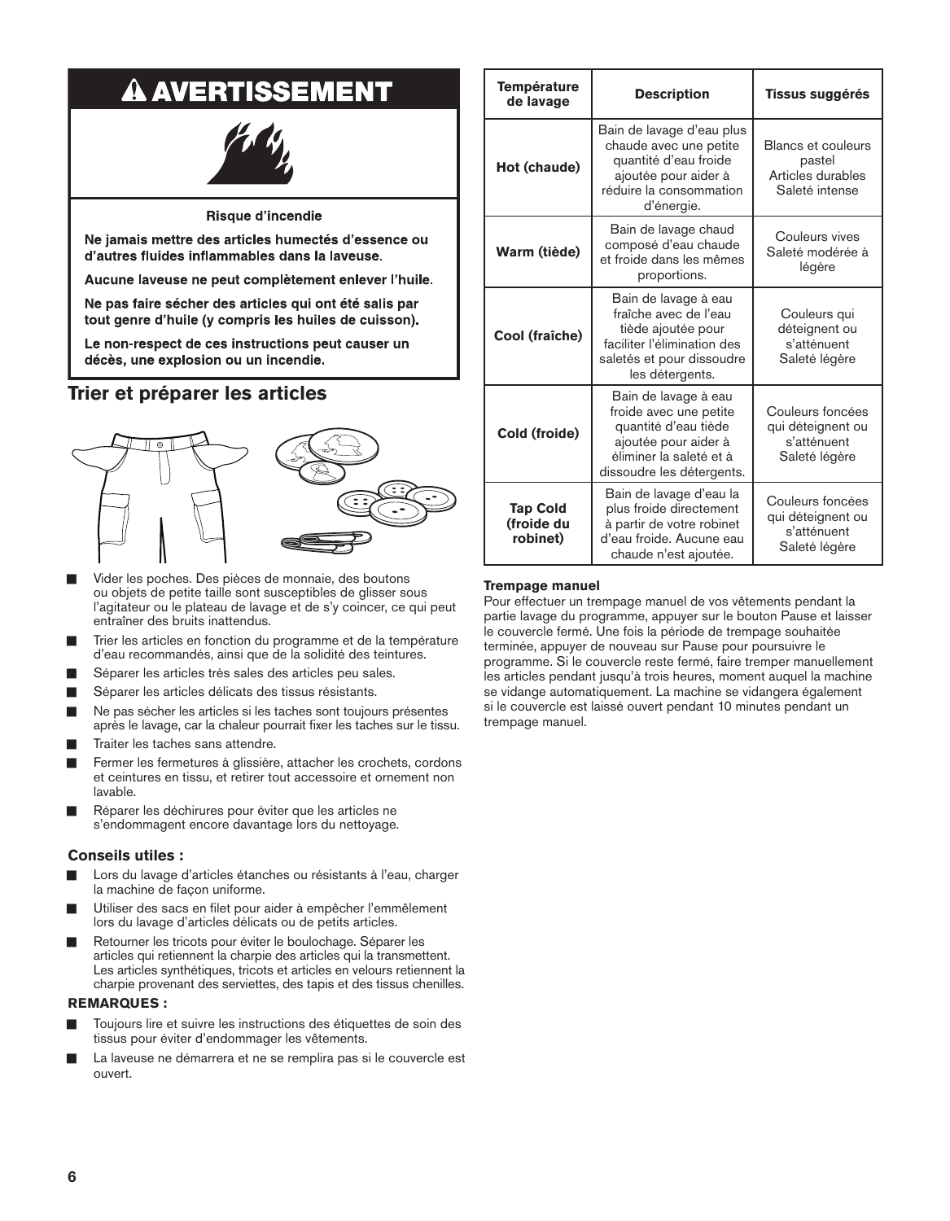## ⚠ AVERTISSEMENT

**Risque d'incendie**

**Ne jamais mettre des articles humectés d'essence ou d'autres fluides inflammables dans la laveuse.**

**Aucune laveuse ne peut complètement enlever l'huile.**

**Ne pas faire sécher des articles qui ont été salis par tout genre d'huile (y compris les huiles de cuisson).**

**Le non-respect de ces instructions peut causer un décès, une explosion ou un incendie.**

## Trier et préparer les articles

- Vider les poches. Des pièces de monnaie, des boutons ou objets de petite taille sont susceptibles de glisser sous l'agitateur ou le plateau de lavage et de s'y coincer, ce qui peut entraîner des bruits inattendus.
- Trier les articles en fonction du programme et de la température d'eau recommandés, ainsi que de la solidité des teintures.
- Séparer les articles très sales des articles peu sales.
- Séparer les articles délicats des tissus résistants.
- Ne pas sécher les articles si les taches sont toujours présentes après le lavage, car la chaleur pourrait fixer les taches sur le tissu.
- Traiter les taches sans attendre.
- Fermer les fermetures à glissière, attacher les crochets, cordons et ceintures en tissu, et retirer tout accessoire et ornement non lavable.
- Réparer les déchirures pour éviter que les articles ne s'endommagent encore davantage lors du nettoyage.

### Conseils utiles :

- Lors du lavage d'articles étanches ou résistants à l'eau, charger la machine de façon uniforme.
- Utiliser des sacs en filet pour aider à empêcher l'emmêlement lors du lavage d'articles délicats ou de petits articles.
- Retourner les tricots pour éviter le boulochage. Séparer les articles qui retiennent la charpie des articles qui la transmettent. Les articles synthétiques, tricots et articles en velours retiennent la charpie provenant des serviettes, des tapis et des tissus chenilles.

**REMARQUES :**

- Toujours lire et suivre les instructions des étiquettes de soin des tissus pour éviter d'endommager les vêtements.
- La laveuse ne démarrera et ne se remplira pas si le couvercle est ouvert.

| Température de lavage | Description | Tissus suggérés |
|---|---|---|
| **Hot (chaude)** | Bain de lavage d'eau plus chaude avec une petite quantité d'eau froide ajoutée pour aider à réduire la consommation d'énergie. | Blancs et couleurs pastel<br>Articles durables<br>Saleté intense |
| **Warm (tiède)** | Bain de lavage chaud composé d'eau chaude et froide dans les mêmes proportions. | Couleurs vives<br>Saleté modérée à légère |
| **Cool (fraîche)** | Bain de lavage à eau fraîche avec de l'eau tiède ajoutée pour faciliter l'élimination des saletés et pour dissoudre les détergents. | Couleurs qui déteignent ou s'atténuent<br>Saleté légère |
| **Cold (froide)** | Bain de lavage à eau froide avec une petite quantité d'eau tiède ajoutée pour aider à éliminer la saleté et à dissoudre les détergents. | Couleurs foncées qui déteignent ou s'atténuent<br>Saleté légère |
| **Tap Cold (froide du robinet)** | Bain de lavage d'eau la plus froide directement à partir de votre robinet d'eau froide. Aucune eau chaude n'est ajoutée. | Couleurs foncées qui déteignent ou s'atténuent<br>Saleté légère |

**Trempage manuel**

Pour effectuer un trempage manuel de vos vêtements pendant la partie lavage du programme, appuyer sur le bouton Pause et laisser le couvercle fermé. Une fois la période de trempage souhaitée terminée, appuyer de nouveau sur Pause pour poursuivre le programme. Si le couvercle reste fermé, faire tremper manuellement les articles pendant jusqu'à trois heures, moment auquel la machine se vidangera automatiquement. La machine se vidangera également si le couvercle est laissé ouvert pendant 10 minutes pendant un trempage manuel.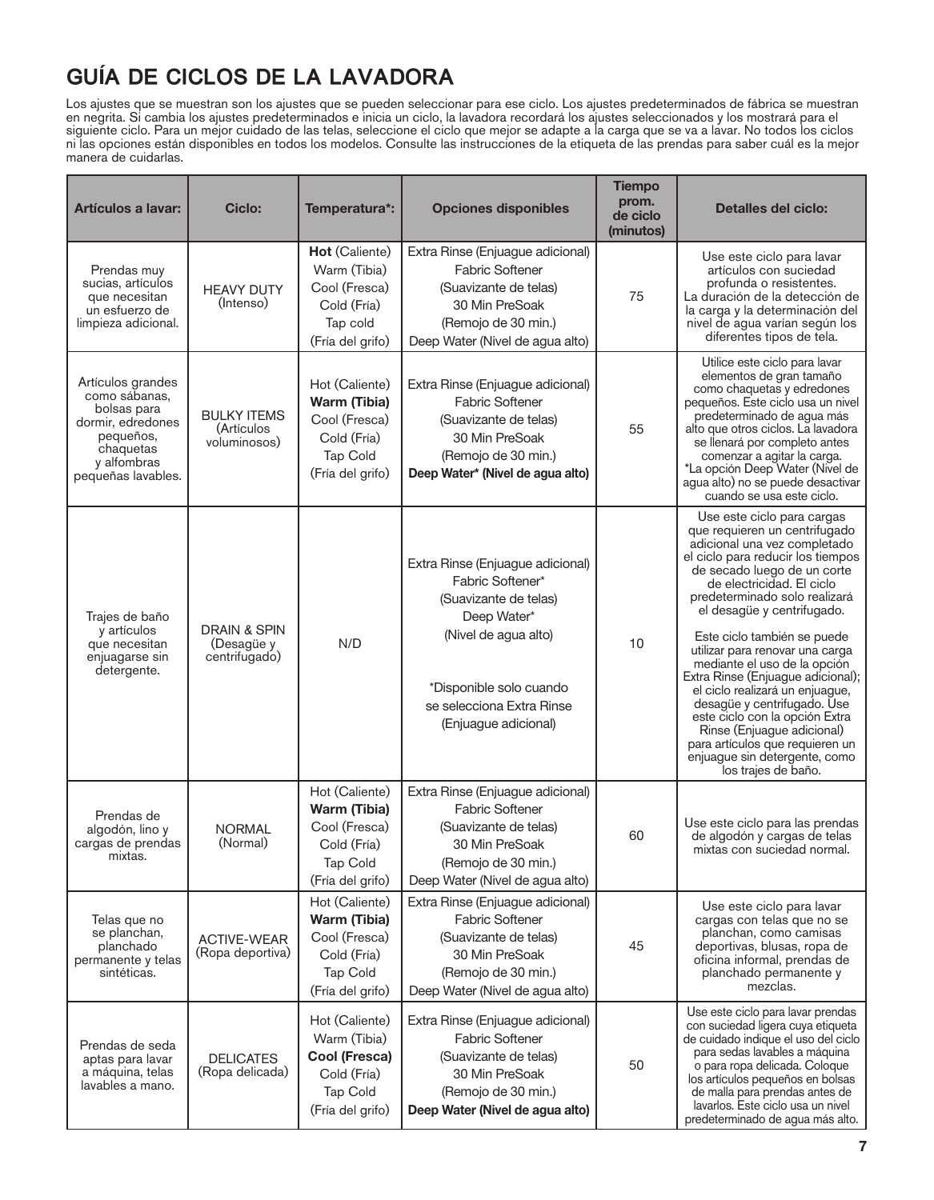## GUÍA DE CICLOS DE LA LAVADORA

Los ajustes que se muestran son los ajustes que se pueden seleccionar para ese ciclo. Los ajustes predeterminados de fábrica se muestran en negrita. Si cambia los ajustes predeterminados e inicia un ciclo, la lavadora recordará los ajustes seleccionados y los mostrará para el siguiente ciclo. Para un mejor cuidado de las telas, seleccione el ciclo que mejor se adapte a la carga que se va a lavar. No todos los ciclos ni las opciones están disponibles en todos los modelos. Consulte las instrucciones de la etiqueta de las prendas para saber cuál es la mejor manera de cuidarlas.

| Artículos a lavar: | Ciclo: | Temperatura*: | Opciones disponibles | Tiempo prom. de ciclo (minutos) | Detalles del ciclo: |
|---|---|---|---|---|---|
| Prendas muy sucias, artículos que necesitan un esfuerzo de limpieza adicional. | HEAVY DUTY (Intenso) | **Hot** (Caliente)<br>Warm (Tibia)<br>Cool (Fresca)<br>Cold (Fría)<br>Tap cold (Fría del grifo) | Extra Rinse (Enjuague adicional)<br>Fabric Softener (Suavizante de telas)<br>30 Min PreSoak (Remojo de 30 min.)<br>Deep Water (Nivel de agua alto) | 75 | Use este ciclo para lavar artículos con suciedad profunda o resistentes. La duración de la detección de la carga y la determinación del nivel de agua varían según los diferentes tipos de tela. |
| Artículos grandes como sábanas, bolsas para dormir, edredones pequeños, chaquetas y alfombras pequeñas lavables. | BULKY ITEMS (Artículos voluminosos) | Hot (Caliente)<br>**Warm (Tibia)**<br>Cool (Fresca)<br>Cold (Fría)<br>Tap Cold (Fría del grifo) | Extra Rinse (Enjuague adicional)<br>Fabric Softener (Suavizante de telas)<br>30 Min PreSoak (Remojo de 30 min.)<br>**Deep Water* (Nivel de agua alto)** | 55 | Utilice este ciclo para lavar elementos de gran tamaño como chaquetas y edredones pequeños. Este ciclo usa un nivel predeterminado de agua más alto que otros ciclos. La lavadora se llenará por completo antes comenzar a agitar la carga.<br>*La opción Deep Water (Nivel de agua alto) no se puede desactivar cuando se usa este ciclo. |
| Trajes de baño y artículos que necesitan enjuagarse sin detergente. | DRAIN & SPIN (Desagüe y centrifugado) | N/D | Extra Rinse (Enjuague adicional)<br>Fabric Softener* (Suavizante de telas)<br>Deep Water* (Nivel de agua alto)<br><br>*Disponible solo cuando se selecciona Extra Rinse (Enjuague adicional) | 10 | Use este ciclo para cargas que requieren un centrifugado adicional una vez completado el ciclo para reducir los tiempos de secado luego de un corte de electricidad. El ciclo predeterminado solo realizará el desagüe y centrifugado.<br><br>Este ciclo también se puede utilizar para renovar una carga mediante el uso de la opción Extra Rinse (Enjuague adicional); el ciclo realizará un enjuague, desagüe y centrifugado. Use este ciclo con la opción Extra Rinse (Enjuague adicional) para artículos que requieren un enjuague sin detergente, como los trajes de baño. |
| Prendas de algodón, lino y cargas de prendas mixtas. | NORMAL (Normal) | Hot (Caliente)<br>**Warm (Tibia)**<br>Cool (Fresca)<br>Cold (Fría)<br>Tap Cold (Fría del grifo) | Extra Rinse (Enjuague adicional)<br>Fabric Softener (Suavizante de telas)<br>30 Min PreSoak (Remojo de 30 min.)<br>Deep Water (Nivel de agua alto) | 60 | Use este ciclo para las prendas de algodón y cargas de telas mixtas con suciedad normal. |
| Telas que no se planchan, planchado permanente y telas sintéticas. | ACTIVE-WEAR (Ropa deportiva) | Hot (Caliente)<br>**Warm (Tibia)**<br>Cool (Fresca)<br>Cold (Fría)<br>Tap Cold (Fría del grifo) | Extra Rinse (Enjuague adicional)<br>Fabric Softener (Suavizante de telas)<br>30 Min PreSoak (Remojo de 30 min.)<br>Deep Water (Nivel de agua alto) | 45 | Use este ciclo para lavar cargas con telas que no se planchan, como camisas deportivas, blusas, ropa de oficina informal, prendas de planchado permanente y mezclas. |
| Prendas de seda aptas para lavar a máquina, telas lavables a mano. | DELICATES (Ropa delicada) | Hot (Caliente)<br>Warm (Tibia)<br>**Cool (Fresca)**<br>Cold (Fría)<br>Tap Cold (Fría del grifo) | Extra Rinse (Enjuague adicional)<br>Fabric Softener (Suavizante de telas)<br>30 Min PreSoak (Remojo de 30 min.)<br>**Deep Water (Nivel de agua alto)** | 50 | Use este ciclo para lavar prendas con suciedad ligera cuya etiqueta de cuidado indique el uso del ciclo para sedas lavables a máquina o para ropa delicada. Coloque los artículos pequeños en bolsas de malla para prendas antes de lavarlos. Este ciclo usa un nivel predeterminado de agua más alto. |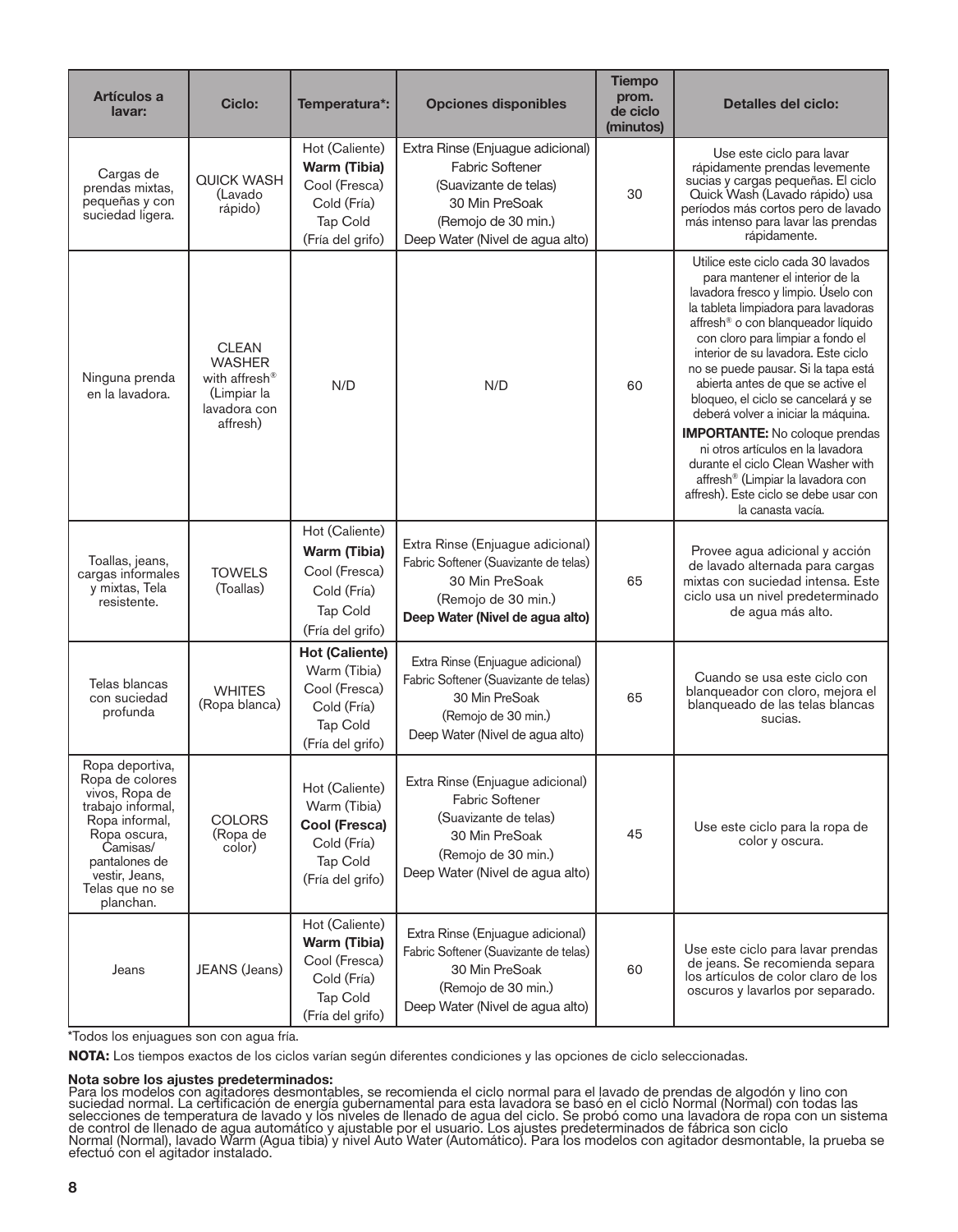| Artículos a lavar: | Ciclo: | Temperatura*: | Opciones disponibles | Tiempo prom. de ciclo (minutos) | Detalles del ciclo: |
|---|---|---|---|---|---|
| Cargas de prendas mixtas, pequeñas y con suciedad ligera. | QUICK WASH (Lavado rápido) | Hot (Caliente)<br>**Warm (Tibia)**<br>Cool (Fresca)<br>Cold (Fría)<br>Tap Cold<br>(Fría del grifo) | Extra Rinse (Enjuague adicional)<br>Fabric Softener<br>(Suavizante de telas)<br>30 Min PreSoak<br>(Remojo de 30 min.)<br>Deep Water (Nivel de agua alto) | 30 | Use este ciclo para lavar rápidamente prendas levemente sucias y cargas pequeñas. El ciclo Quick Wash (Lavado rápido) usa períodos más cortos pero de lavado más intenso para lavar las prendas rápidamente. |
| Ninguna prenda en la lavadora. | CLEAN WASHER with affresh® (Limpiar la lavadora con affresh) | N/D | N/D | 60 | Utilice este ciclo cada 30 lavados para mantener el interior de la lavadora fresco y limpio. Úselo con la tableta limpiadora para lavadoras affresh® o con blanqueador líquido con cloro para limpiar a fondo el interior de su lavadora. Este ciclo no se puede pausar. Si la tapa está abierta antes de que se active el bloqueo, el ciclo se cancelará y se deberá volver a iniciar la máquina.<br>**IMPORTANTE:** No coloque prendas ni otros artículos en la lavadora durante el ciclo Clean Washer with affresh® (Limpiar la lavadora con affresh). Este ciclo se debe usar con la canasta vacía. |
| Toallas, jeans, cargas informales y mixtas, Tela resistente. | TOWELS (Toallas) | Hot (Caliente)<br>**Warm (Tibia)**<br>Cool (Fresca)<br>Cold (Fría)<br>Tap Cold<br>(Fría del grifo) | Extra Rinse (Enjuague adicional)<br>Fabric Softener (Suavizante de telas)<br>30 Min PreSoak<br>(Remojo de 30 min.)<br>**Deep Water (Nivel de agua alto)** | 65 | Provee agua adicional y acción de lavado alternada para cargas mixtas con suciedad intensa. Este ciclo usa un nivel predeterminado de agua más alto. |
| Telas blancas con suciedad profunda | WHITES (Ropa blanca) | **Hot (Caliente)**<br>Warm (Tibia)<br>Cool (Fresca)<br>Cold (Fría)<br>Tap Cold<br>(Fría del grifo) | Extra Rinse (Enjuague adicional)<br>Fabric Softener (Suavizante de telas)<br>30 Min PreSoak<br>(Remojo de 30 min.)<br>Deep Water (Nivel de agua alto) | 65 | Cuando se usa este ciclo con blanqueador con cloro, mejora el blanqueado de las telas blancas sucias. |
| Ropa deportiva, Ropa de colores vivos, Ropa de trabajo informal, Ropa informal, Ropa oscura, Camisas/ pantalones de vestir, Jeans, Telas que no se planchan. | COLORS (Ropa de color) | Hot (Caliente)<br>Warm (Tibia)<br>**Cool (Fresca)**<br>Cold (Fría)<br>Tap Cold<br>(Fría del grifo) | Extra Rinse (Enjuague adicional)<br>Fabric Softener<br>(Suavizante de telas)<br>30 Min PreSoak<br>(Remojo de 30 min.)<br>Deep Water (Nivel de agua alto) | 45 | Use este ciclo para la ropa de color y oscura. |
| Jeans | JEANS (Jeans) | Hot (Caliente)<br>**Warm (Tibia)**<br>Cool (Fresca)<br>Cold (Fría)<br>Tap Cold<br>(Fría del grifo) | Extra Rinse (Enjuague adicional)<br>Fabric Softener (Suavizante de telas)<br>30 Min PreSoak<br>(Remojo de 30 min.)<br>Deep Water (Nivel de agua alto) | 60 | Use este ciclo para lavar prendas de jeans. Se recomienda separa los artículos de color claro de los oscuros y lavarlos por separado. |

*Todos los enjuagues son con agua fría.

**NOTA:** Los tiempos exactos de los ciclos varían según diferentes condiciones y las opciones de ciclo seleccionadas.

**Nota sobre los ajustes predeterminados:**
Para los modelos con agitadores desmontables, se recomienda el ciclo normal para el lavado de prendas de algodón y lino con suciedad normal. La certificación de energía gubernamental para esta lavadora se basó en el ciclo Normal (Normal) con todas las selecciones de temperatura de lavado y los niveles de llenado de agua del ciclo. Se probó como una lavadora de ropa con un sistema de control de llenado de agua automático y ajustable por el usuario. Los ajustes predeterminados de fábrica son ciclo Normal (Normal), lavado Warm (Agua tibia) y nivel Auto Water (Automático). Para los modelos con agitador desmontable, la prueba se efectuó con el agitador instalado.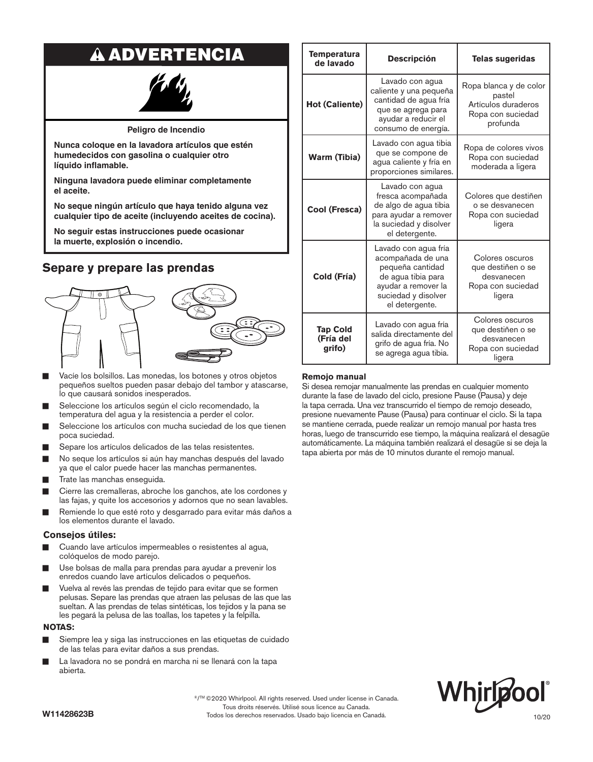# ⚠ ADVERTENCIA

**Peligro de Incendio**

**Nunca coloque en la lavadora artículos que estén humedecidos con gasolina o cualquier otro líquido inflamable.**

**Ninguna lavadora puede eliminar completamente el aceite.**

**No seque ningún artículo que haya tenido alguna vez cualquier tipo de aceite (incluyendo aceites de cocina).**

**No seguir estas instrucciones puede ocasionar la muerte, explosión o incendio.**

## Separe y prepare las prendas

- Vacíe los bolsillos. Las monedas, los botones y otros objetos pequeños sueltos pueden pasar debajo del tambor y atascarse, lo que causará sonidos inesperados.
- Seleccione los artículos según el ciclo recomendado, la temperatura del agua y la resistencia a perder el color.
- Seleccione los artículos con mucha suciedad de los que tienen poca suciedad.
- Separe los artículos delicados de las telas resistentes.
- No seque los artículos si aún hay manchas después del lavado ya que el calor puede hacer las manchas permanentes.
- Trate las manchas enseguida.
- Cierre las cremalleras, abroche los ganchos, ate los cordones y las fajas, y quite los accesorios y adornos que no sean lavables.
- Remiende lo que esté roto y desgarrado para evitar más daños a los elementos durante el lavado.

### Consejos útiles:

- Cuando lave artículos impermeables o resistentes al agua, colóquelos de modo parejo.
- Use bolsas de malla para prendas para ayudar a prevenir los enredos cuando lave artículos delicados o pequeños.
- Vuelva al revés las prendas de tejido para evitar que se formen pelusas. Separe las prendas que atraen las pelusas de las que las sueltan. A las prendas de telas sintéticas, los tejidos y la pana se les pegará la pelusa de las toallas, los tapetes y la felpilla.

**NOTAS:**

- Siempre lea y siga las instrucciones en las etiquetas de cuidado de las telas para evitar daños a sus prendas.
- La lavadora no se pondrá en marcha ni se llenará con la tapa abierta.

| Temperatura de lavado | Descripción | Telas sugeridas |
| --- | --- | --- |
| **Hot (Caliente)** | Lavado con agua caliente y una pequeña cantidad de agua fría que se agrega para ayudar a reducir el consumo de energía. | Ropa blanca y de color pastel<br>Artículos duraderos<br>Ropa con suciedad profunda |
| **Warm (Tibia)** | Lavado con agua tibia que se compone de agua caliente y fría en proporciones similares. | Ropa de colores vivos<br>Ropa con suciedad moderada a ligera |
| **Cool (Fresca)** | Lavado con agua fresca acompañada de algo de agua tibia para ayudar a remover la suciedad y disolver el detergente. | Colores que destiñen o se desvanecen<br>Ropa con suciedad ligera |
| **Cold (Fría)** | Lavado con agua fría acompañada de una pequeña cantidad de agua tibia para ayudar a remover la suciedad y disolver el detergente. | Colores oscuros que destiñen o se desvanecen<br>Ropa con suciedad ligera |
| **Tap Cold (Fría del grifo)** | Lavado con agua fría salida directamente del grifo de agua fría. No se agrega agua tibia. | Colores oscuros que destiñen o se desvanecen<br>Ropa con suciedad ligera |

**Remojo manual**

Si desea remojar manualmente las prendas en cualquier momento durante la fase de lavado del ciclo, presione Pause (Pausa) y deje la tapa cerrada. Una vez transcurrido el tiempo de remojo deseado, presione nuevamente Pause (Pausa) para continuar el ciclo. Si la tapa se mantiene cerrada, puede realizar un remojo manual por hasta tres horas, luego de transcurrido ese tiempo, la máquina realizará el desagüe automáticamente. La máquina también realizará el desagüe si se deja la tapa abierta por más de 10 minutos durante el remojo manual.

®/™ ©2020 Whirlpool. All rights reserved. Used under license in Canada.
Tous droits réservés. Utilisé sous licence au Canada.
Todos los derechos reservados. Usado bajo licencia en Canadá.

W11428623B

10/20